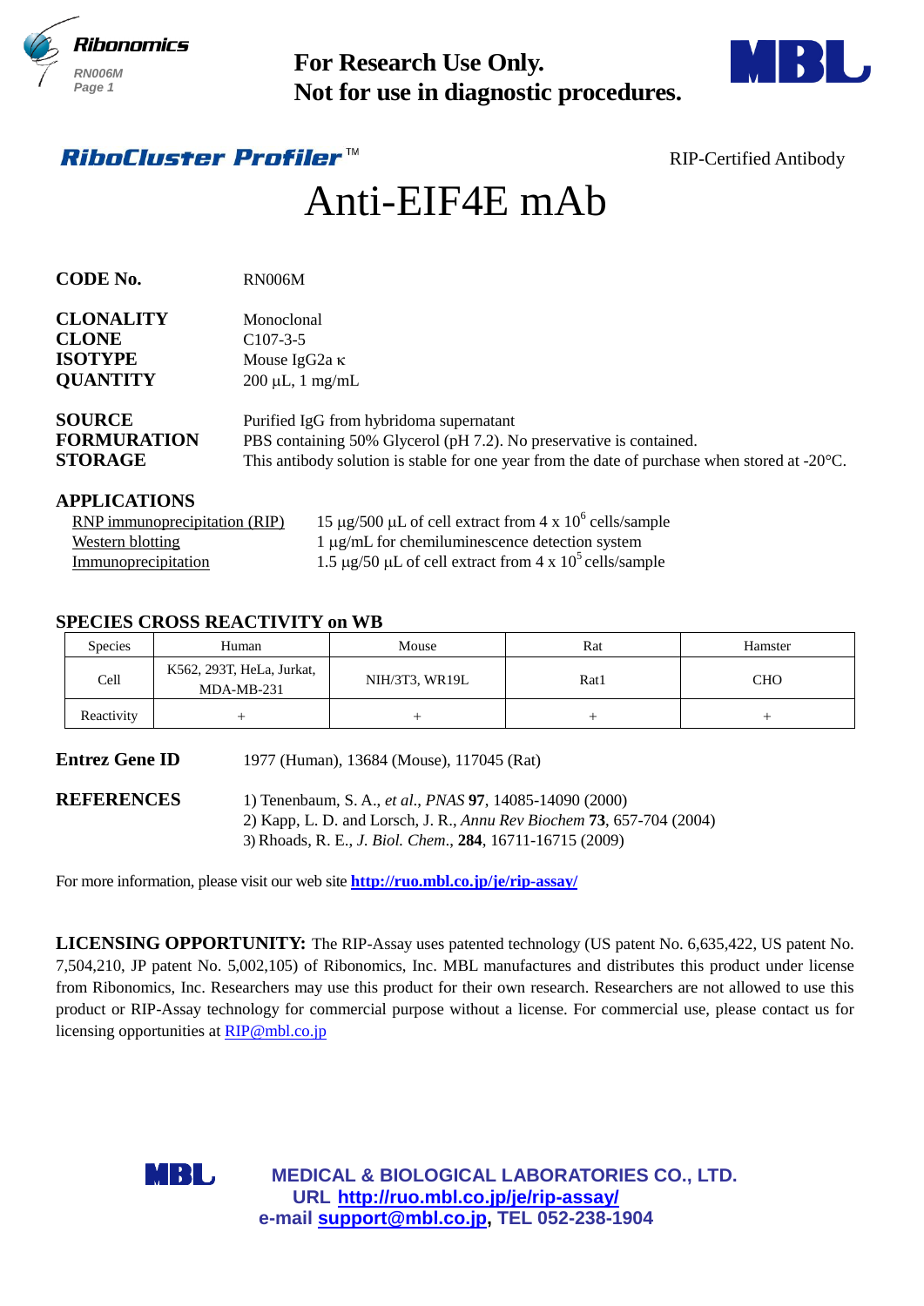**For Research Use Only.**
**Not for use in diagnostic procedures.**

***RiboCluster Profiler***™

RIP-Certified Antibody

# Anti-EIF4E mAb

**CODE No.** RN006M

**CLONALITY** Monoclonal
**CLONE** C107-3-5
**ISOTYPE** Mouse IgG2a κ
**QUANTITY** 200 µL, 1 mg/mL

**SOURCE** Purified IgG from hybridoma supernatant
**FORMURATION** PBS containing 50% Glycerol (pH 7.2). No preservative is contained.
**STORAGE** This antibody solution is stable for one year from the date of purchase when stored at -20°C.

## APPLICATIONS

RNP immunoprecipitation (RIP) 15 µg/500 µL of cell extract from 4 x $10^6$ cells/sample
Western blotting 1 µg/mL for chemiluminescence detection system
Immunoprecipitation 1.5 µg/50 µL of cell extract from 4 x $10^5$ cells/sample

## SPECIES CROSS REACTIVITY on WB

| Species | Human | Mouse | Rat | Hamster |
|---|---|---|---|---|
| Cell | K562, 293T, HeLa, Jurkat, MDA-MB-231 | NIH/3T3, WR19L | Rat1 | CHO |
| Reactivity | + | + | + | + |

**Entrez Gene ID** 1977 (Human), 13684 (Mouse), 117045 (Rat)

**REFERENCES**
1) Tenenbaum, S. A., *et al*., *PNAS* **97**, 14085-14090 (2000)
2) Kapp, L. D. and Lorsch, J. R., *Annu Rev Biochem* **73**, 657-704 (2004)
3) Rhoads, R. E., *J. Biol. Chem*., **284**, 16711-16715 (2009)

For more information, please visit our web site **http://ruo.mbl.co.jp/je/rip-assay/**

**LICENSING OPPORTUNITY:** The RIP-Assay uses patented technology (US patent No. 6,635,422, US patent No. 7,504,210, JP patent No. 5,002,105) of Ribonomics, Inc. MBL manufactures and distributes this product under license from Ribonomics, Inc. Researchers may use this product for their own research. Researchers are not allowed to use this product or RIP-Assay technology for commercial purpose without a license. For commercial use, please contact us for licensing opportunities at RIP@mbl.co.jp

**MEDICAL & BIOLOGICAL LABORATORIES CO., LTD.**
**URL http://ruo.mbl.co.jp/je/rip-assay/**
**e-mail support@mbl.co.jp, TEL 052-238-1904**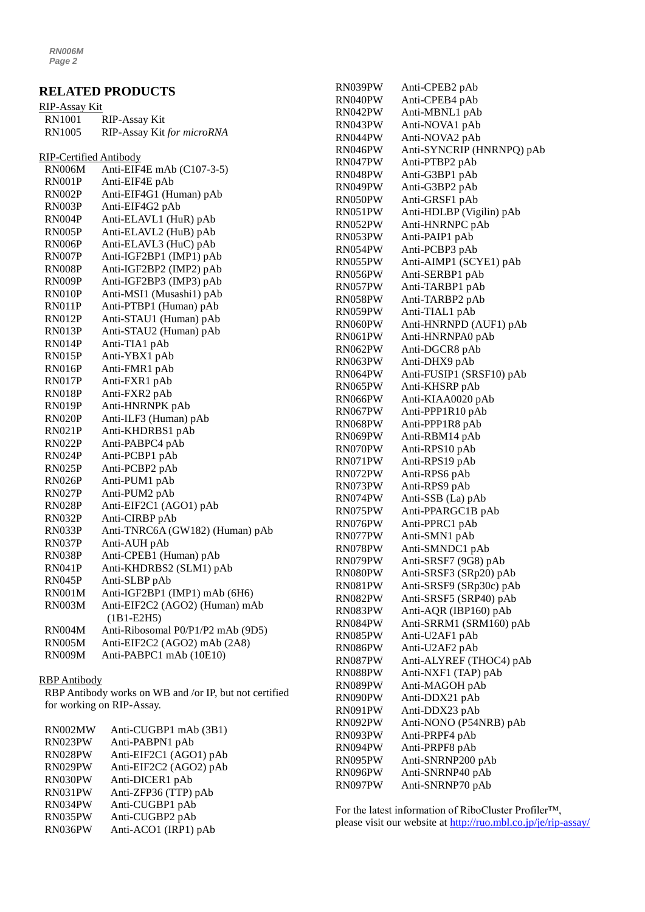## RELATED PRODUCTS

RIP-Assay Kit

| | |
|---|---|
| RN1001 | RIP-Assay Kit |
| RN1005 | RIP-Assay Kit *for microRNA* |

RIP-Certified Antibody

| | |
|---|---|
| RN006M | Anti-EIF4E mAb (C107-3-5) |
| RN001P | Anti-EIF4E pAb |
| RN002P | Anti-EIF4G1 (Human) pAb |
| RN003P | Anti-EIF4G2 pAb |
| RN004P | Anti-ELAVL1 (HuR) pAb |
| RN005P | Anti-ELAVL2 (HuB) pAb |
| RN006P | Anti-ELAVL3 (HuC) pAb |
| RN007P | Anti-IGF2BP1 (IMP1) pAb |
| RN008P | Anti-IGF2BP2 (IMP2) pAb |
| RN009P | Anti-IGF2BP3 (IMP3) pAb |
| RN010P | Anti-MSI1 (Musashi1) pAb |
| RN011P | Anti-PTBP1 (Human) pAb |
| RN012P | Anti-STAU1 (Human) pAb |
| RN013P | Anti-STAU2 (Human) pAb |
| RN014P | Anti-TIA1 pAb |
| RN015P | Anti-YBX1 pAb |
| RN016P | Anti-FMR1 pAb |
| RN017P | Anti-FXR1 pAb |
| RN018P | Anti-FXR2 pAb |
| RN019P | Anti-HNRNPK pAb |
| RN020P | Anti-ILF3 (Human) pAb |
| RN021P | Anti-KHDRBS1 pAb |
| RN022P | Anti-PABPC4 pAb |
| RN024P | Anti-PCBP1 pAb |
| RN025P | Anti-PCBP2 pAb |
| RN026P | Anti-PUM1 pAb |
| RN027P | Anti-PUM2 pAb |
| RN028P | Anti-EIF2C1 (AGO1) pAb |
| RN032P | Anti-CIRBP pAb |
| RN033P | Anti-TNRC6A (GW182) (Human) pAb |
| RN037P | Anti-AUH pAb |
| RN038P | Anti-CPEB1 (Human) pAb |
| RN041P | Anti-KHDRBS2 (SLM1) pAb |
| RN045P | Anti-SLBP pAb |
| RN001M | Anti-IGF2BP1 (IMP1) mAb (6H6) |
| RN003M | Anti-EIF2C2 (AGO2) (Human) mAb (1B1-E2H5) |
| RN004M | Anti-Ribosomal P0/P1/P2 mAb (9D5) |
| RN005M | Anti-EIF2C2 (AGO2) mAb (2A8) |
| RN009M | Anti-PABPC1 mAb (10E10) |

RBP Antibody

RBP Antibody works on WB and /or IP, but not certified for working on RIP-Assay.

| | |
|---|---|
| RN002MW | Anti-CUGBP1 mAb (3B1) |
| RN023PW | Anti-PABPN1 pAb |
| RN028PW | Anti-EIF2C1 (AGO1) pAb |
| RN029PW | Anti-EIF2C2 (AGO2) pAb |
| RN030PW | Anti-DICER1 pAb |
| RN031PW | Anti-ZFP36 (TTP) pAb |
| RN034PW | Anti-CUGBP1 pAb |
| RN035PW | Anti-CUGBP2 pAb |
| RN036PW | Anti-ACO1 (IRP1) pAb |
| RN039PW | Anti-CPEB2 pAb |
| RN040PW | Anti-CPEB4 pAb |
| RN042PW | Anti-MBNL1 pAb |
| RN043PW | Anti-NOVA1 pAb |
| RN044PW | Anti-NOVA2 pAb |
| RN046PW | Anti-SYNCRIP (HNRNPQ) pAb |
| RN047PW | Anti-PTBP2 pAb |
| RN048PW | Anti-G3BP1 pAb |
| RN049PW | Anti-G3BP2 pAb |
| RN050PW | Anti-GRSF1 pAb |
| RN051PW | Anti-HDLBP (Vigilin) pAb |
| RN052PW | Anti-HNRNPC pAb |
| RN053PW | Anti-PAIP1 pAb |
| RN054PW | Anti-PCBP3 pAb |
| RN055PW | Anti-AIMP1 (SCYE1) pAb |
| RN056PW | Anti-SERBP1 pAb |
| RN057PW | Anti-TARBP1 pAb |
| RN058PW | Anti-TARBP2 pAb |
| RN059PW | Anti-TIAL1 pAb |
| RN060PW | Anti-HNRNPD (AUF1) pAb |
| RN061PW | Anti-HNRNPA0 pAb |
| RN062PW | Anti-DGCR8 pAb |
| RN063PW | Anti-DHX9 pAb |
| RN064PW | Anti-FUSIP1 (SRSF10) pAb |
| RN065PW | Anti-KHSRP pAb |
| RN066PW | Anti-KIAA0020 pAb |
| RN067PW | Anti-PPP1R10 pAb |
| RN068PW | Anti-PPP1R8 pAb |
| RN069PW | Anti-RBM14 pAb |
| RN070PW | Anti-RPS10 pAb |
| RN071PW | Anti-RPS19 pAb |
| RN072PW | Anti-RPS6 pAb |
| RN073PW | Anti-RPS9 pAb |
| RN074PW | Anti-SSB (La) pAb |
| RN075PW | Anti-PPARGC1B pAb |
| RN076PW | Anti-PPRC1 pAb |
| RN077PW | Anti-SMN1 pAb |
| RN078PW | Anti-SMNDC1 pAb |
| RN079PW | Anti-SRSF7 (9G8) pAb |
| RN080PW | Anti-SRSF3 (SRp20) pAb |
| RN081PW | Anti-SRSF9 (SRp30c) pAb |
| RN082PW | Anti-SRSF5 (SRP40) pAb |
| RN083PW | Anti-AQR (IBP160) pAb |
| RN084PW | Anti-SRRM1 (SRM160) pAb |
| RN085PW | Anti-U2AF1 pAb |
| RN086PW | Anti-U2AF2 pAb |
| RN087PW | Anti-ALYREF (THOC4) pAb |
| RN088PW | Anti-NXF1 (TAP) pAb |
| RN089PW | Anti-MAGOH pAb |
| RN090PW | Anti-DDX21 pAb |
| RN091PW | Anti-DDX23 pAb |
| RN092PW | Anti-NONO (P54NRB) pAb |
| RN093PW | Anti-PRPF4 pAb |
| RN094PW | Anti-PRPF8 pAb |
| RN095PW | Anti-SNRNP200 pAb |
| RN096PW | Anti-SNRNP40 pAb |
| RN097PW | Anti-SNRNP70 pAb |

For the latest information of RiboCluster Profiler™, please visit our website at http://ruo.mbl.co.jp/je/rip-assay/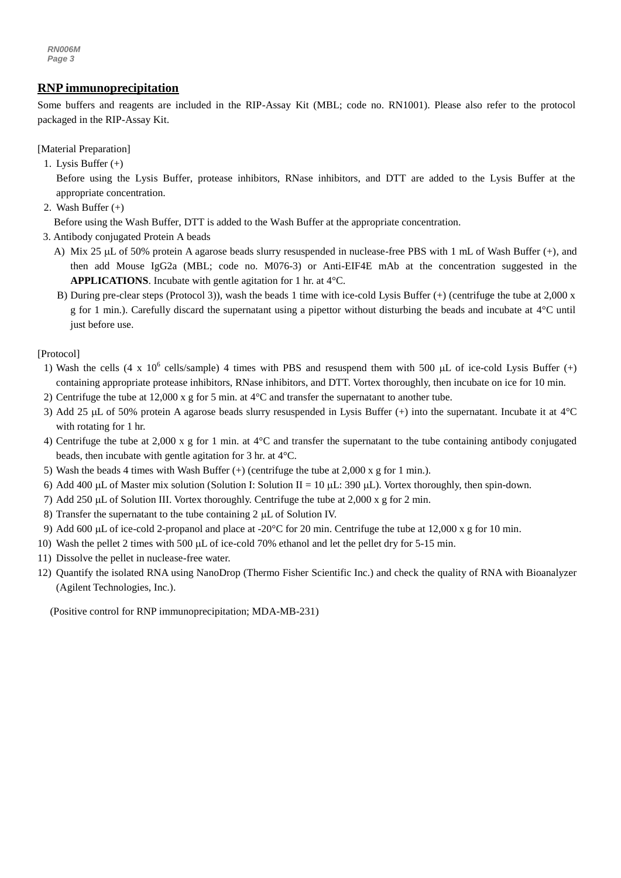## RNP immunoprecipitation

Some buffers and reagents are included in the RIP-Assay Kit (MBL; code no. RN1001). Please also refer to the protocol packaged in the RIP-Assay Kit.

[Material Preparation]

1. Lysis Buffer (+)

   Before using the Lysis Buffer, protease inhibitors, RNase inhibitors, and DTT are added to the Lysis Buffer at the appropriate concentration.

2. Wash Buffer (+)

   Before using the Wash Buffer, DTT is added to the Wash Buffer at the appropriate concentration.

3. Antibody conjugated Protein A beads

   A) Mix 25 μL of 50% protein A agarose beads slurry resuspended in nuclease-free PBS with 1 mL of Wash Buffer (+), and then add Mouse IgG2a (MBL; code no. M076-3) or Anti-EIF4E mAb at the concentration suggested in the **APPLICATIONS**. Incubate with gentle agitation for 1 hr. at 4°C.

   B) During pre-clear steps (Protocol 3)), wash the beads 1 time with ice-cold Lysis Buffer (+) (centrifuge the tube at 2,000 x g for 1 min.). Carefully discard the supernatant using a pipettor without disturbing the beads and incubate at 4°C until just before use.

[Protocol]

1) Wash the cells (4 x $10^6$ cells/sample) 4 times with PBS and resuspend them with 500 μL of ice-cold Lysis Buffer (+) containing appropriate protease inhibitors, RNase inhibitors, and DTT. Vortex thoroughly, then incubate on ice for 10 min.
2) Centrifuge the tube at 12,000 x g for 5 min. at 4°C and transfer the supernatant to another tube.
3) Add 25 μL of 50% protein A agarose beads slurry resuspended in Lysis Buffer (+) into the supernatant. Incubate it at 4°C with rotating for 1 hr.
4) Centrifuge the tube at 2,000 x g for 1 min. at 4°C and transfer the supernatant to the tube containing antibody conjugated beads, then incubate with gentle agitation for 3 hr. at 4°C.
5) Wash the beads 4 times with Wash Buffer (+) (centrifuge the tube at 2,000 x g for 1 min.).
6) Add 400 μL of Master mix solution (Solution I: Solution II = 10 μL: 390 μL). Vortex thoroughly, then spin-down.
7) Add 250 μL of Solution III. Vortex thoroughly. Centrifuge the tube at 2,000 x g for 2 min.
8) Transfer the supernatant to the tube containing 2 μL of Solution IV.
9) Add 600 μL of ice-cold 2-propanol and place at -20°C for 20 min. Centrifuge the tube at 12,000 x g for 10 min.
10) Wash the pellet 2 times with 500 μL of ice-cold 70% ethanol and let the pellet dry for 5-15 min.
11) Dissolve the pellet in nuclease-free water.
12) Quantify the isolated RNA using NanoDrop (Thermo Fisher Scientific Inc.) and check the quality of RNA with Bioanalyzer (Agilent Technologies, Inc.).

(Positive control for RNP immunoprecipitation; MDA-MB-231)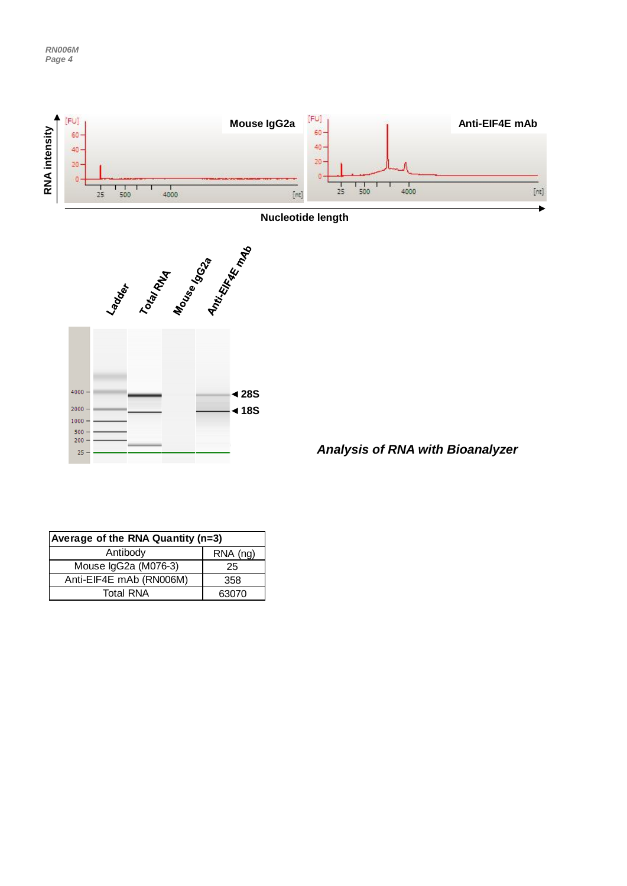*Analysis of RNA with Bioanalyzer*

| Average of the RNA Quantity (n=3) | |
|---|---|
| Antibody | RNA (ng) |
| Mouse IgG2a (M076-3) | 25 |
| Anti-EIF4E mAb (RN006M) | 358 |
| Total RNA | 63070 |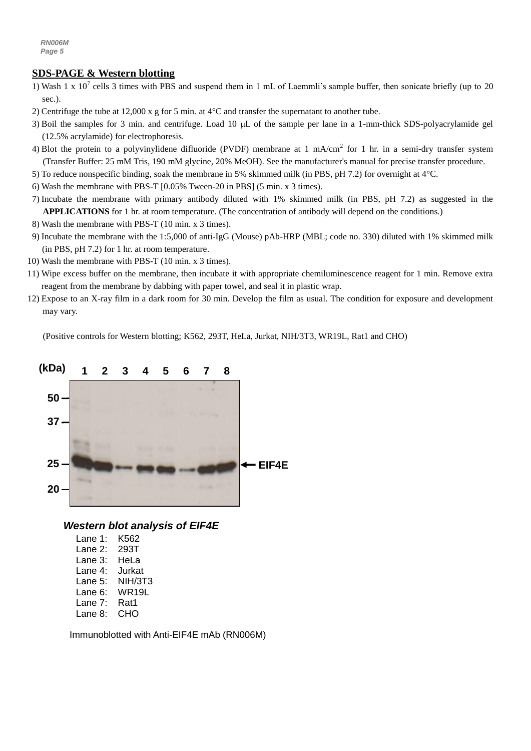## SDS-PAGE & Western blotting

1) Wash 1 x $10^7$ cells 3 times with PBS and suspend them in 1 mL of Laemmli's sample buffer, then sonicate briefly (up to 20 sec.).
2) Centrifuge the tube at 12,000 x g for 5 min. at 4°C and transfer the supernatant to another tube.
3) Boil the samples for 3 min. and centrifuge. Load 10 μL of the sample per lane in a 1-mm-thick SDS-polyacrylamide gel (12.5% acrylamide) for electrophoresis.
4) Blot the protein to a polyvinylidene difluoride (PVDF) membrane at 1 mA/$cm^2$ for 1 hr. in a semi-dry transfer system (Transfer Buffer: 25 mM Tris, 190 mM glycine, 20% MeOH). See the manufacturer's manual for precise transfer procedure.
5) To reduce nonspecific binding, soak the membrane in 5% skimmed milk (in PBS, pH 7.2) for overnight at 4°C.
6) Wash the membrane with PBS-T [0.05% Tween-20 in PBS] (5 min. x 3 times).
7) Incubate the membrane with primary antibody diluted with 1% skimmed milk (in PBS, pH 7.2) as suggested in the **APPLICATIONS** for 1 hr. at room temperature. (The concentration of antibody will depend on the conditions.)
8) Wash the membrane with PBS-T (10 min. x 3 times).
9) Incubate the membrane with the 1:5,000 of anti-IgG (Mouse) pAb-HRP (MBL; code no. 330) diluted with 1% skimmed milk (in PBS, pH 7.2) for 1 hr. at room temperature.
10) Wash the membrane with PBS-T (10 min. x 3 times).
11) Wipe excess buffer on the membrane, then incubate it with appropriate chemiluminescence reagent for 1 min. Remove extra reagent from the membrane by dabbing with paper towel, and seal it in plastic wrap.
12) Expose to an X-ray film in a dark room for 30 min. Develop the film as usual. The condition for exposure and development may vary.

(Positive controls for Western blotting; K562, 293T, HeLa, Jurkat, NIH/3T3, WR19L, Rat1 and CHO)

***Western blot analysis of EIF4E***

Lane 1: K562
Lane 2: 293T
Lane 3: HeLa
Lane 4: Jurkat
Lane 5: NIH/3T3
Lane 6: WR19L
Lane 7: Rat1
Lane 8: CHO

Immunoblotted with Anti-EIF4E mAb (RN006M)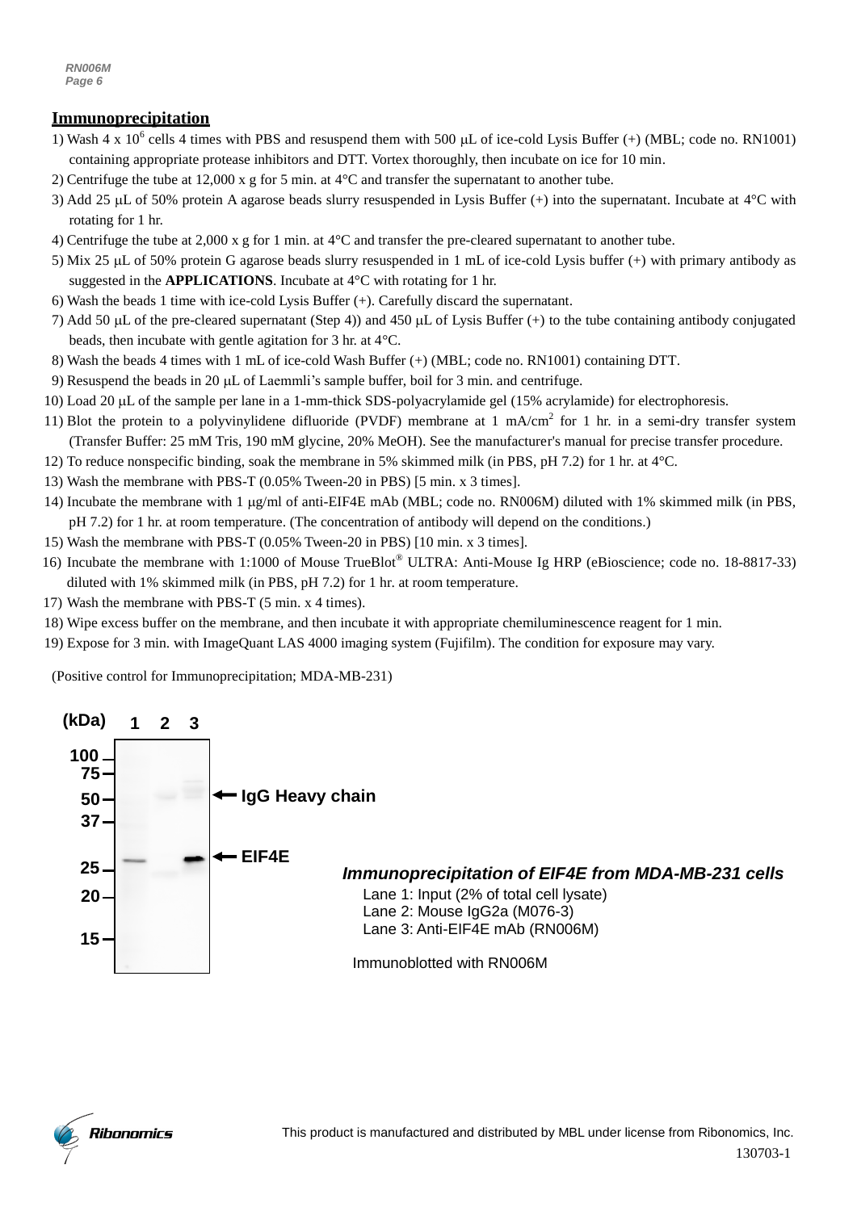## Immunoprecipitation

1) Wash 4 x $10^6$ cells 4 times with PBS and resuspend them with 500 μL of ice-cold Lysis Buffer (+) (MBL; code no. RN1001) containing appropriate protease inhibitors and DTT. Vortex thoroughly, then incubate on ice for 10 min.
2) Centrifuge the tube at 12,000 x g for 5 min. at 4°C and transfer the supernatant to another tube.
3) Add 25 μL of 50% protein A agarose beads slurry resuspended in Lysis Buffer (+) into the supernatant. Incubate at 4°C with rotating for 1 hr.
4) Centrifuge the tube at 2,000 x g for 1 min. at 4°C and transfer the pre-cleared supernatant to another tube.
5) Mix 25 μL of 50% protein G agarose beads slurry resuspended in 1 mL of ice-cold Lysis buffer (+) with primary antibody as suggested in the **APPLICATIONS**. Incubate at 4°C with rotating for 1 hr.
6) Wash the beads 1 time with ice-cold Lysis Buffer (+). Carefully discard the supernatant.
7) Add 50 μL of the pre-cleared supernatant (Step 4)) and 450 μL of Lysis Buffer (+) to the tube containing antibody conjugated beads, then incubate with gentle agitation for 3 hr. at 4°C.
8) Wash the beads 4 times with 1 mL of ice-cold Wash Buffer (+) (MBL; code no. RN1001) containing DTT.
9) Resuspend the beads in 20 μL of Laemmli's sample buffer, boil for 3 min. and centrifuge.
10) Load 20 μL of the sample per lane in a 1-mm-thick SDS-polyacrylamide gel (15% acrylamide) for electrophoresis.
11) Blot the protein to a polyvinylidene difluoride (PVDF) membrane at 1 mA/$cm^2$ for 1 hr. in a semi-dry transfer system (Transfer Buffer: 25 mM Tris, 190 mM glycine, 20% MeOH). See the manufacturer's manual for precise transfer procedure.
12) To reduce nonspecific binding, soak the membrane in 5% skimmed milk (in PBS, pH 7.2) for 1 hr. at 4°C.
13) Wash the membrane with PBS-T (0.05% Tween-20 in PBS) [5 min. x 3 times].
14) Incubate the membrane with 1 μg/ml of anti-EIF4E mAb (MBL; code no. RN006M) diluted with 1% skimmed milk (in PBS, pH 7.2) for 1 hr. at room temperature. (The concentration of antibody will depend on the conditions.)
15) Wash the membrane with PBS-T (0.05% Tween-20 in PBS) [10 min. x 3 times].
16) Incubate the membrane with 1:1000 of Mouse TrueBlot® ULTRA: Anti-Mouse Ig HRP (eBioscience; code no. 18-8817-33) diluted with 1% skimmed milk (in PBS, pH 7.2) for 1 hr. at room temperature.
17) Wash the membrane with PBS-T (5 min. x 4 times).
18) Wipe excess buffer on the membrane, and then incubate it with appropriate chemiluminescence reagent for 1 min.
19) Expose for 3 min. with ImageQuant LAS 4000 imaging system (Fujifilm). The condition for exposure may vary.

(Positive control for Immunoprecipitation; MDA-MB-231)

(kDa) 1 2 3
100
75
50
37
25
20
15
IgG Heavy chain
EIF4E

*Immunoprecipitation of EIF4E from MDA-MB-231 cells*

Lane 1: Input (2% of total cell lysate)
Lane 2: Mouse IgG2a (M076-3)
Lane 3: Anti-EIF4E mAb (RN006M)

Immunoblotted with RN006M

This product is manufactured and distributed by MBL under license from Ribonomics, Inc.

130703-1